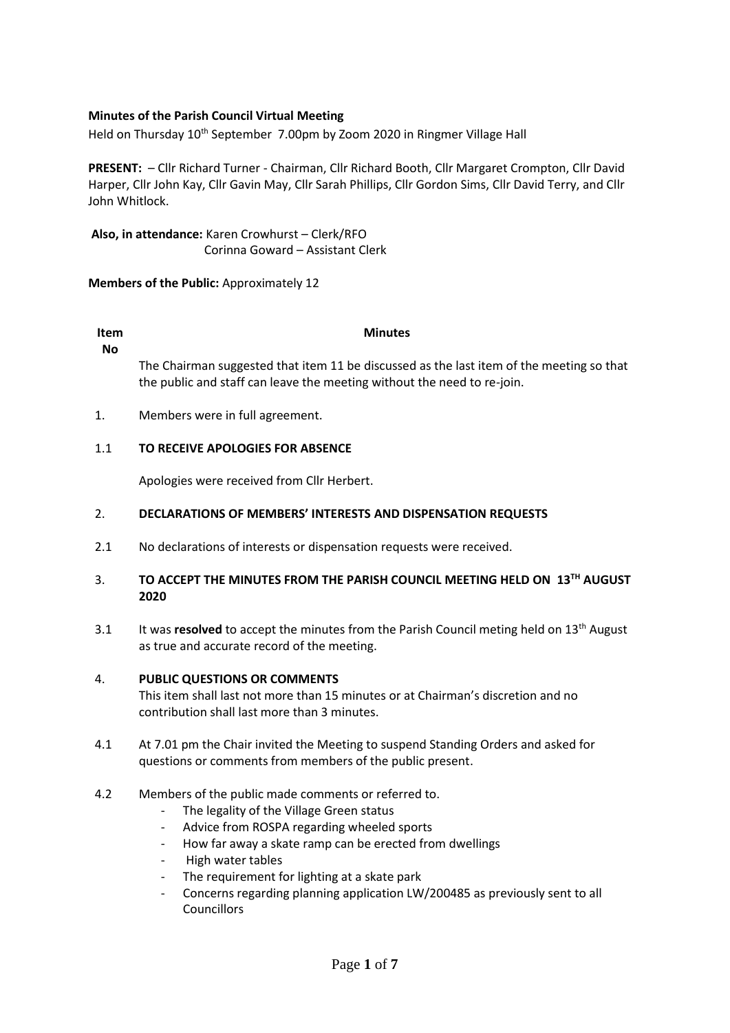**Minutes of the Parish Council Virtual Meeting**

Held on Thursday 10th September 7.00pm by Zoom 2020 in Ringmer Village Hall

**PRESENT:** – Cllr Richard Turner - Chairman, Cllr Richard Booth, Cllr Margaret Crompton, Cllr David Harper, Cllr John Kay, Cllr Gavin May, Cllr Sarah Phillips, Cllr Gordon Sims, Cllr David Terry, and Cllr John Whitlock.

**Also, in attendance:** Karen Crowhurst – Clerk/RFO
Corinna Goward – Assistant Clerk

**Members of the Public:** Approximately 12

| Item No | Minutes |
|---|---|
| | The Chairman suggested that item 11 be discussed as the last item of the meeting so that the public and staff can leave the meeting without the need to re-join. |
| 1. | Members were in full agreement. |
| 1.1 | **TO RECEIVE APOLOGIES FOR ABSENCE** |
| | Apologies were received from Cllr Herbert. |
| 2. | **DECLARATIONS OF MEMBERS' INTERESTS AND DISPENSATION REQUESTS** |
| 2.1 | No declarations of interests or dispensation requests were received. |
| 3. | **TO ACCEPT THE MINUTES FROM THE PARISH COUNCIL MEETING HELD ON 13TH AUGUST 2020** |
| 3.1 | It was **resolved** to accept the minutes from the Parish Council meting held on 13th August as true and accurate record of the meeting. |
| 4. | **PUBLIC QUESTIONS OR COMMENTS**<br>This item shall last not more than 15 minutes or at Chairman's discretion and no contribution shall last more than 3 minutes. |
| 4.1 | At 7.01 pm the Chair invited the Meeting to suspend Standing Orders and asked for questions or comments from members of the public present. |
| 4.2 | Members of the public made comments or referred to.<br>- The legality of the Village Green status<br>- Advice from ROSPA regarding wheeled sports<br>- How far away a skate ramp can be erected from dwellings<br>- High water tables<br>- The requirement for lighting at a skate park<br>- Concerns regarding planning application LW/200485 as previously sent to all Councillors |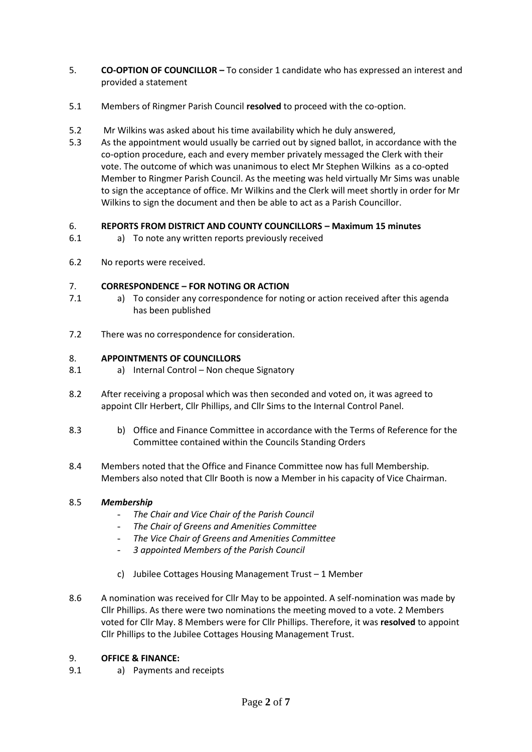5. **CO-OPTION OF COUNCILLOR –** To consider 1 candidate who has expressed an interest and provided a statement

5.1 Members of Ringmer Parish Council **resolved** to proceed with the co-option.

5.2 Mr Wilkins was asked about his time availability which he duly answered,

5.3 As the appointment would usually be carried out by signed ballot, in accordance with the co-option procedure, each and every member privately messaged the Clerk with their vote. The outcome of which was unanimous to elect Mr Stephen Wilkins as a co-opted Member to Ringmer Parish Council. As the meeting was held virtually Mr Sims was unable to sign the acceptance of office. Mr Wilkins and the Clerk will meet shortly in order for Mr Wilkins to sign the document and then be able to act as a Parish Councillor.

6. **REPORTS FROM DISTRICT AND COUNTY COUNCILLORS – Maximum 15 minutes**

6.1 a) To note any written reports previously received

6.2 No reports were received.

7. **CORRESPONDENCE – FOR NOTING OR ACTION**

7.1 a) To consider any correspondence for noting or action received after this agenda has been published

7.2 There was no correspondence for consideration.

8. **APPOINTMENTS OF COUNCILLORS**

8.1 a) Internal Control – Non cheque Signatory

8.2 After receiving a proposal which was then seconded and voted on, it was agreed to appoint Cllr Herbert, Cllr Phillips, and Cllr Sims to the Internal Control Panel.

8.3 b) Office and Finance Committee in accordance with the Terms of Reference for the Committee contained within the Councils Standing Orders

8.4 Members noted that the Office and Finance Committee now has full Membership. Members also noted that Cllr Booth is now a Member in his capacity of Vice Chairman.

8.5 ***Membership***

- *The Chair and Vice Chair of the Parish Council*
- *The Chair of Greens and Amenities Committee*
- *The Vice Chair of Greens and Amenities Committee*
- *3 appointed Members of the Parish Council*

c) Jubilee Cottages Housing Management Trust – 1 Member

8.6 A nomination was received for Cllr May to be appointed. A self-nomination was made by Cllr Phillips. As there were two nominations the meeting moved to a vote. 2 Members voted for Cllr May. 8 Members were for Cllr Phillips. Therefore, it was **resolved** to appoint Cllr Phillips to the Jubilee Cottages Housing Management Trust.

9. **OFFICE & FINANCE:**

9.1 a) Payments and receipts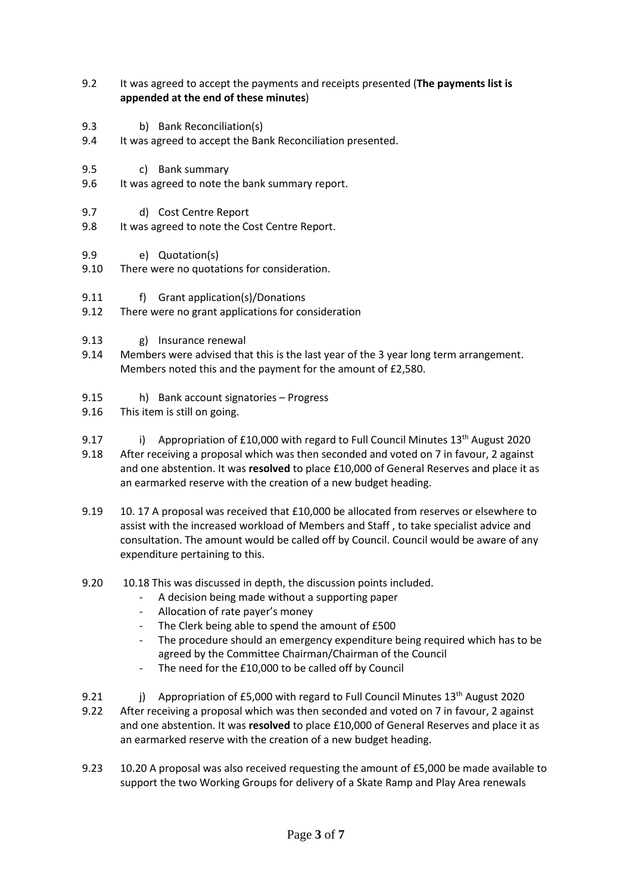9.2 It was agreed to accept the payments and receipts presented (**The payments list is appended at the end of these minutes**)

9.3 b) Bank Reconciliation(s)

9.4 It was agreed to accept the Bank Reconciliation presented.

9.5 c) Bank summary

9.6 It was agreed to note the bank summary report.

9.7 d) Cost Centre Report

9.8 It was agreed to note the Cost Centre Report.

9.9 e) Quotation(s)

9.10 There were no quotations for consideration.

9.11 f) Grant application(s)/Donations

9.12 There were no grant applications for consideration

9.13 g) Insurance renewal

9.14 Members were advised that this is the last year of the 3 year long term arrangement. Members noted this and the payment for the amount of £2,580.

9.15 h) Bank account signatories – Progress

9.16 This item is still on going.

9.17 i) Appropriation of £10,000 with regard to Full Council Minutes 13th August 2020

9.18 After receiving a proposal which was then seconded and voted on 7 in favour, 2 against and one abstention. It was **resolved** to place £10,000 of General Reserves and place it as an earmarked reserve with the creation of a new budget heading.

9.19 10. 17 A proposal was received that £10,000 be allocated from reserves or elsewhere to assist with the increased workload of Members and Staff , to take specialist advice and consultation. The amount would be called off by Council. Council would be aware of any expenditure pertaining to this.

9.20 10.18 This was discussed in depth, the discussion points included.

- A decision being made without a supporting paper
- Allocation of rate payer's money
- The Clerk being able to spend the amount of £500
- The procedure should an emergency expenditure being required which has to be agreed by the Committee Chairman/Chairman of the Council
- The need for the £10,000 to be called off by Council

9.21 j) Appropriation of £5,000 with regard to Full Council Minutes 13th August 2020

9.22 After receiving a proposal which was then seconded and voted on 7 in favour, 2 against and one abstention. It was **resolved** to place £10,000 of General Reserves and place it as an earmarked reserve with the creation of a new budget heading.

9.23 10.20 A proposal was also received requesting the amount of £5,000 be made available to support the two Working Groups for delivery of a Skate Ramp and Play Area renewals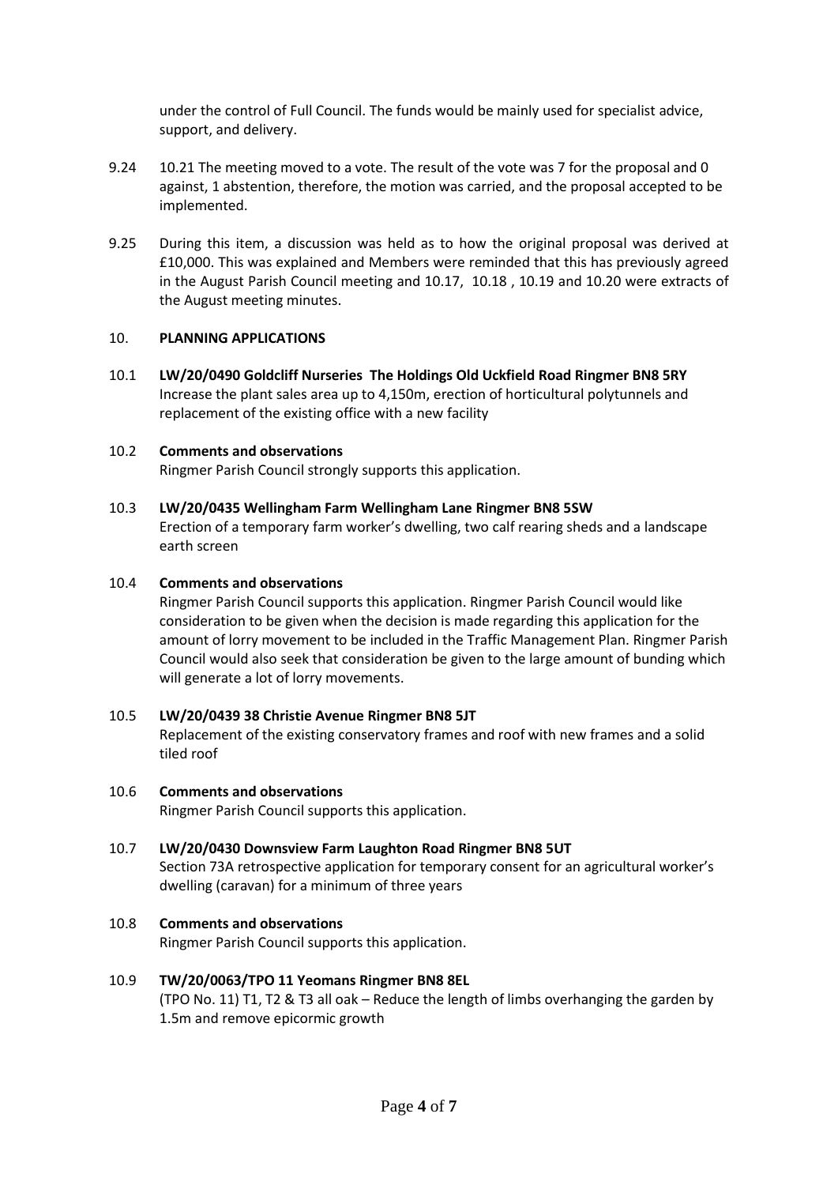under the control of Full Council. The funds would be mainly used for specialist advice, support, and delivery.

9.24 10.21 The meeting moved to a vote. The result of the vote was 7 for the proposal and 0 against, 1 abstention, therefore, the motion was carried, and the proposal accepted to be implemented.

9.25 During this item, a discussion was held as to how the original proposal was derived at £10,000. This was explained and Members were reminded that this has previously agreed in the August Parish Council meeting and 10.17, 10.18 , 10.19 and 10.20 were extracts of the August meeting minutes.

## 10. PLANNING APPLICATIONS

10.1 **LW/20/0490 Goldcliff Nurseries The Holdings Old Uckfield Road Ringmer BN8 5RY**
Increase the plant sales area up to 4,150m, erection of horticultural polytunnels and replacement of the existing office with a new facility

10.2 **Comments and observations**
Ringmer Parish Council strongly supports this application.

10.3 **LW/20/0435 Wellingham Farm Wellingham Lane Ringmer BN8 5SW**
Erection of a temporary farm worker's dwelling, two calf rearing sheds and a landscape earth screen

10.4 **Comments and observations**
Ringmer Parish Council supports this application. Ringmer Parish Council would like consideration to be given when the decision is made regarding this application for the amount of lorry movement to be included in the Traffic Management Plan. Ringmer Parish Council would also seek that consideration be given to the large amount of bunding which will generate a lot of lorry movements.

10.5 **LW/20/0439 38 Christie Avenue Ringmer BN8 5JT**
Replacement of the existing conservatory frames and roof with new frames and a solid tiled roof

10.6 **Comments and observations**
Ringmer Parish Council supports this application.

10.7 **LW/20/0430 Downsview Farm Laughton Road Ringmer BN8 5UT**
Section 73A retrospective application for temporary consent for an agricultural worker's dwelling (caravan) for a minimum of three years

10.8 **Comments and observations**
Ringmer Parish Council supports this application.

10.9 **TW/20/0063/TPO 11 Yeomans Ringmer BN8 8EL**
(TPO No. 11) T1, T2 & T3 all oak – Reduce the length of limbs overhanging the garden by 1.5m and remove epicormic growth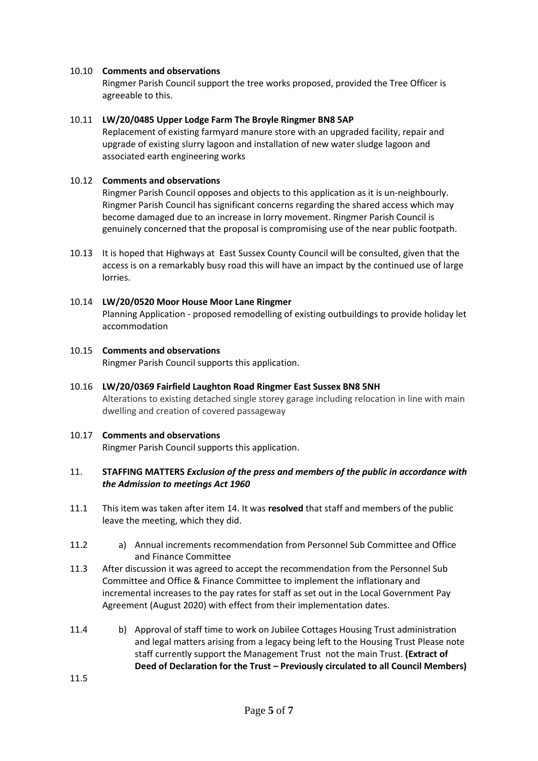10.10 **Comments and observations**
Ringmer Parish Council support the tree works proposed, provided the Tree Officer is agreeable to this.

10.11 **LW/20/0485 Upper Lodge Farm The Broyle Ringmer BN8 5AP**
Replacement of existing farmyard manure store with an upgraded facility, repair and upgrade of existing slurry lagoon and installation of new water sludge lagoon and associated earth engineering works

10.12 **Comments and observations**
Ringmer Parish Council opposes and objects to this application as it is un-neighbourly. Ringmer Parish Council has significant concerns regarding the shared access which may become damaged due to an increase in lorry movement. Ringmer Parish Council is genuinely concerned that the proposal is compromising use of the near public footpath.

10.13 It is hoped that Highways at East Sussex County Council will be consulted, given that the access is on a remarkably busy road this will have an impact by the continued use of large lorries.

10.14 **LW/20/0520 Moor House Moor Lane Ringmer**
Planning Application - proposed remodelling of existing outbuildings to provide holiday let accommodation

10.15 **Comments and observations**
Ringmer Parish Council supports this application.

10.16 **LW/20/0369 Fairfield Laughton Road Ringmer East Sussex BN8 5NH**
Alterations to existing detached single storey garage including relocation in line with main dwelling and creation of covered passageway

10.17 **Comments and observations**
Ringmer Parish Council supports this application.

11. **STAFFING MATTERS** ***Exclusion of the press and members of the public in accordance with the Admission to meetings Act 1960***

11.1 This item was taken after item 14. It was **resolved** that staff and members of the public leave the meeting, which they did.

11.2 a) Annual increments recommendation from Personnel Sub Committee and Office and Finance Committee

11.3 After discussion it was agreed to accept the recommendation from the Personnel Sub Committee and Office & Finance Committee to implement the inflationary and incremental increases to the pay rates for staff as set out in the Local Government Pay Agreement (August 2020) with effect from their implementation dates.

11.4 b) Approval of staff time to work on Jubilee Cottages Housing Trust administration and legal matters arising from a legacy being left to the Housing Trust Please note staff currently support the Management Trust not the main Trust. **(Extract of Deed of Declaration for the Trust – Previously circulated to all Council Members)**

11.5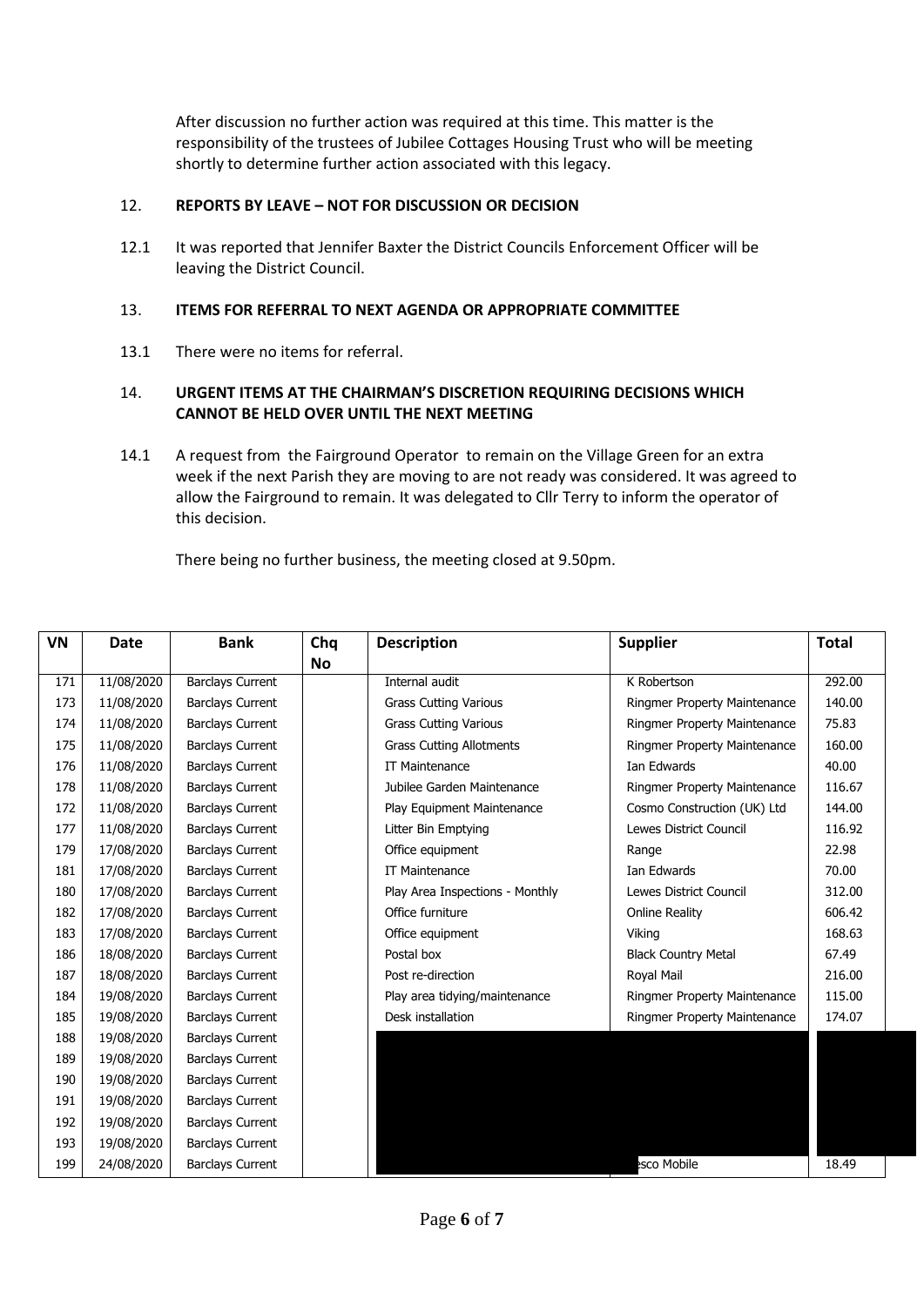After discussion no further action was required at this time. This matter is the responsibility of the trustees of Jubilee Cottages Housing Trust who will be meeting shortly to determine further action associated with this legacy.

12. **REPORTS BY LEAVE – NOT FOR DISCUSSION OR DECISION**

12.1 It was reported that Jennifer Baxter the District Councils Enforcement Officer will be leaving the District Council.

13. **ITEMS FOR REFERRAL TO NEXT AGENDA OR APPROPRIATE COMMITTEE**

13.1 There were no items for referral.

14. **URGENT ITEMS AT THE CHAIRMAN'S DISCRETION REQUIRING DECISIONS WHICH CANNOT BE HELD OVER UNTIL THE NEXT MEETING**

14.1 A request from the Fairground Operator to remain on the Village Green for an extra week if the next Parish they are moving to are not ready was considered. It was agreed to allow the Fairground to remain. It was delegated to Cllr Terry to inform the operator of this decision.

There being no further business, the meeting closed at 9.50pm.

| VN | Date | Bank | Chq No | Description | Supplier | Total |
|---|---|---|---|---|---|---|
| 171 | 11/08/2020 | Barclays Current | | Internal audit | K Robertson | 292.00 |
| 173 | 11/08/2020 | Barclays Current | | Grass Cutting Various | Ringmer Property Maintenance | 140.00 |
| 174 | 11/08/2020 | Barclays Current | | Grass Cutting Various | Ringmer Property Maintenance | 75.83 |
| 175 | 11/08/2020 | Barclays Current | | Grass Cutting Allotments | Ringmer Property Maintenance | 160.00 |
| 176 | 11/08/2020 | Barclays Current | | IT Maintenance | Ian Edwards | 40.00 |
| 178 | 11/08/2020 | Barclays Current | | Jubilee Garden Maintenance | Ringmer Property Maintenance | 116.67 |
| 172 | 11/08/2020 | Barclays Current | | Play Equipment Maintenance | Cosmo Construction (UK) Ltd | 144.00 |
| 177 | 11/08/2020 | Barclays Current | | Litter Bin Emptying | Lewes District Council | 116.92 |
| 179 | 17/08/2020 | Barclays Current | | Office equipment | Range | 22.98 |
| 181 | 17/08/2020 | Barclays Current | | IT Maintenance | Ian Edwards | 70.00 |
| 180 | 17/08/2020 | Barclays Current | | Play Area Inspections - Monthly | Lewes District Council | 312.00 |
| 182 | 17/08/2020 | Barclays Current | | Office furniture | Online Reality | 606.42 |
| 183 | 17/08/2020 | Barclays Current | | Office equipment | Viking | 168.63 |
| 186 | 18/08/2020 | Barclays Current | | Postal box | Black Country Metal | 67.49 |
| 187 | 18/08/2020 | Barclays Current | | Post re-direction | Royal Mail | 216.00 |
| 184 | 19/08/2020 | Barclays Current | | Play area tidying/maintenance | Ringmer Property Maintenance | 115.00 |
| 185 | 19/08/2020 | Barclays Current | | Desk installation | Ringmer Property Maintenance | 174.07 |
| 188 | 19/08/2020 | Barclays Current | | | | |
| 189 | 19/08/2020 | Barclays Current | | | | |
| 190 | 19/08/2020 | Barclays Current | | | | |
| 191 | 19/08/2020 | Barclays Current | | | | |
| 192 | 19/08/2020 | Barclays Current | | | | |
| 193 | 19/08/2020 | Barclays Current | | | | |
| 199 | 24/08/2020 | Barclays Current | | | esco Mobile | 18.49 |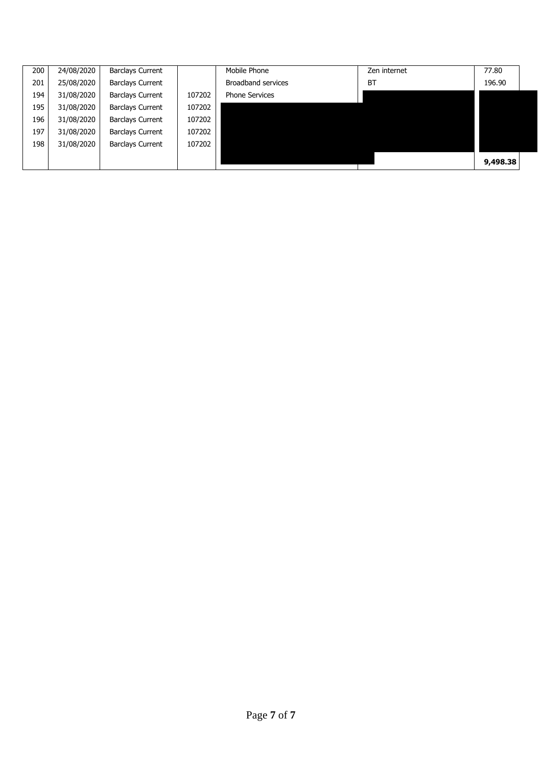| | | | | | | |
|---|---|---|---|---|---|---|
| 200 | 24/08/2020 | Barclays Current | | Mobile Phone | Zen internet | 77.80 |
| 201 | 25/08/2020 | Barclays Current | | Broadband services | BT | 196.90 |
| 194 | 31/08/2020 | Barclays Current | 107202 | Phone Services | | |
| 195 | 31/08/2020 | Barclays Current | 107202 | | | |
| 196 | 31/08/2020 | Barclays Current | 107202 | | | |
| 197 | 31/08/2020 | Barclays Current | 107202 | | | |
| 198 | 31/08/2020 | Barclays Current | 107202 | | | |
| | | | | | | **9,498.38** |